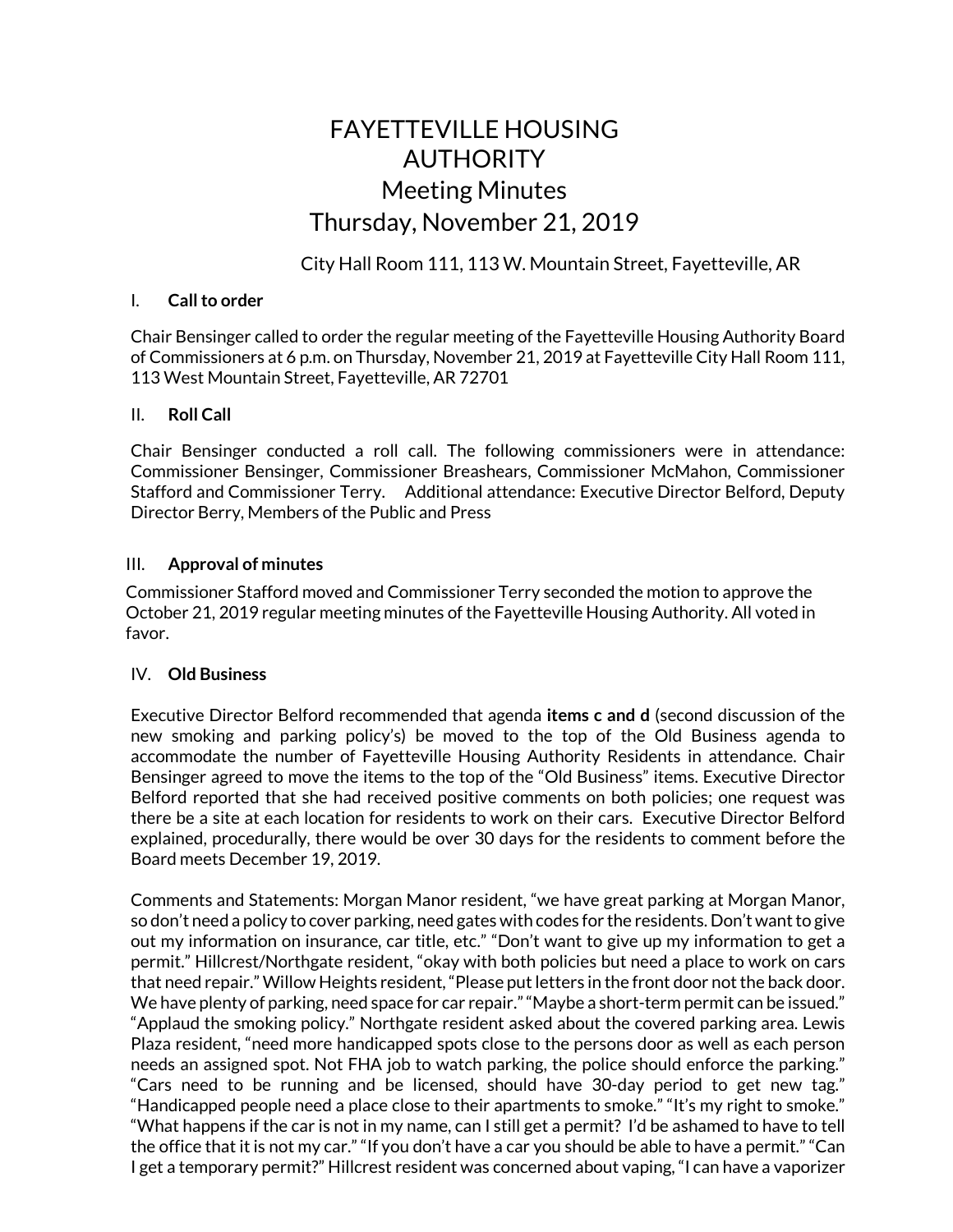# FAYETTEVILLE HOUSING AUTHORITY
## Meeting Minutes
## Thursday, November 21, 2019

City Hall Room 111, 113 W. Mountain Street, Fayetteville, AR

I. **Call to order**

Chair Bensinger called to order the regular meeting of the Fayetteville Housing Authority Board of Commissioners at 6 p.m. on Thursday, November 21, 2019 at Fayetteville City Hall Room 111, 113 West Mountain Street, Fayetteville, AR 72701

II. **Roll Call**

Chair Bensinger conducted a roll call. The following commissioners were in attendance: Commissioner Bensinger, Commissioner Breashears, Commissioner McMahon, Commissioner Stafford and Commissioner Terry. Additional attendance: Executive Director Belford, Deputy Director Berry, Members of the Public and Press

III. **Approval of minutes**

Commissioner Stafford moved and Commissioner Terry seconded the motion to approve the October 21, 2019 regular meeting minutes of the Fayetteville Housing Authority. All voted in favor.

IV. **Old Business**

Executive Director Belford recommended that agenda **items c and d** (second discussion of the new smoking and parking policy's) be moved to the top of the Old Business agenda to accommodate the number of Fayetteville Housing Authority Residents in attendance. Chair Bensinger agreed to move the items to the top of the "Old Business" items. Executive Director Belford reported that she had received positive comments on both policies; one request was there be a site at each location for residents to work on their cars. Executive Director Belford explained, procedurally, there would be over 30 days for the residents to comment before the Board meets December 19, 2019.

Comments and Statements: Morgan Manor resident, "we have great parking at Morgan Manor, so don't need a policy to cover parking, need gates with codes for the residents. Don't want to give out my information on insurance, car title, etc." "Don't want to give up my information to get a permit." Hillcrest/Northgate resident, "okay with both policies but need a place to work on cars that need repair." Willow Heights resident, "Please put letters in the front door not the back door. We have plenty of parking, need space for car repair." "Maybe a short-term permit can be issued." "Applaud the smoking policy." Northgate resident asked about the covered parking area. Lewis Plaza resident, "need more handicapped spots close to the persons door as well as each person needs an assigned spot. Not FHA job to watch parking, the police should enforce the parking." "Cars need to be running and be licensed, should have 30-day period to get new tag." "Handicapped people need a place close to their apartments to smoke." "It's my right to smoke." "What happens if the car is not in my name, can I still get a permit? I'd be ashamed to have to tell the office that it is not my car." "If you don't have a car you should be able to have a permit." "Can I get a temporary permit?" Hillcrest resident was concerned about vaping, "I can have a vaporizer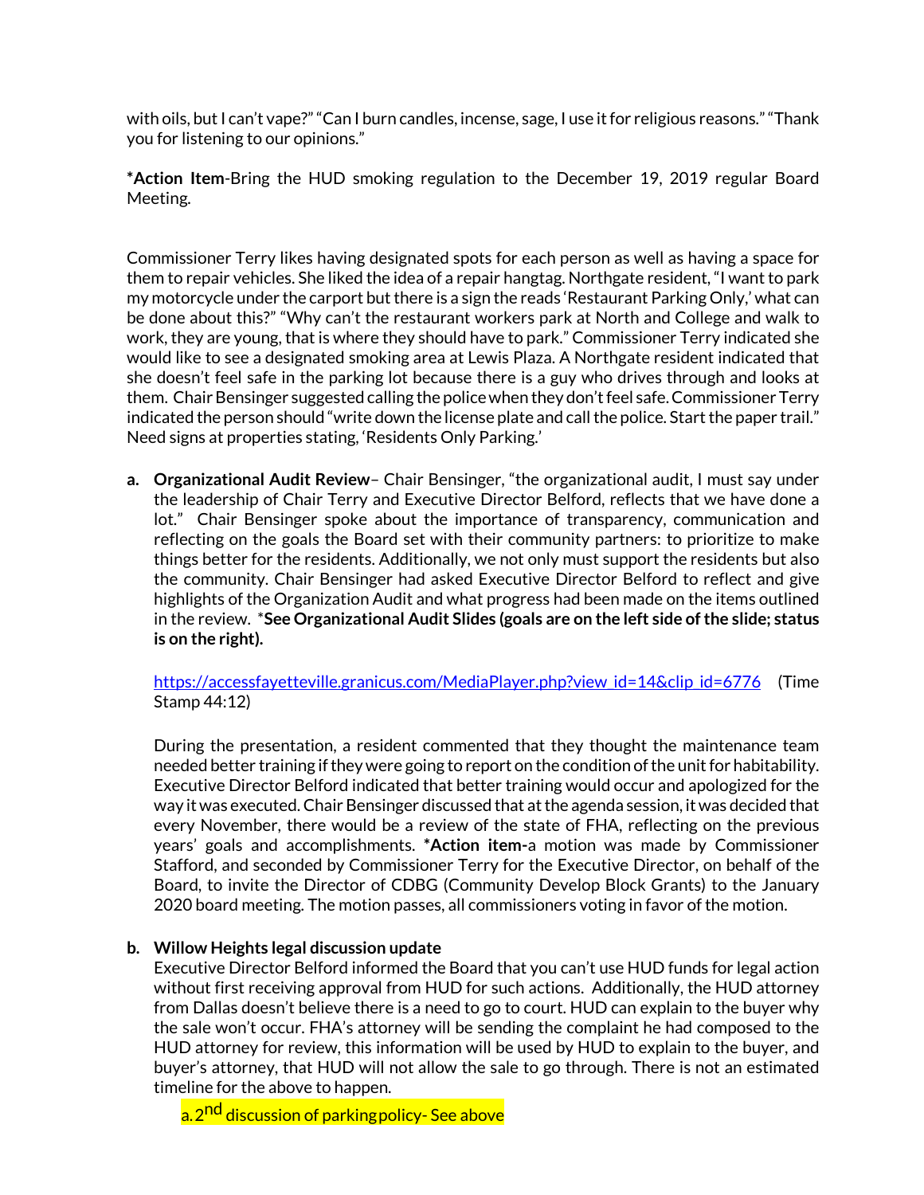with oils, but I can't vape?" "Can I burn candles, incense, sage, I use it for religious reasons." "Thank you for listening to our opinions."

***Action Item**-Bring the HUD smoking regulation to the December 19, 2019 regular Board Meeting.

Commissioner Terry likes having designated spots for each person as well as having a space for them to repair vehicles. She liked the idea of a repair hangtag. Northgate resident, "I want to park my motorcycle under the carport but there is a sign the reads 'Restaurant Parking Only,' what can be done about this?" "Why can't the restaurant workers park at North and College and walk to work, they are young, that is where they should have to park." Commissioner Terry indicated she would like to see a designated smoking area at Lewis Plaza. A Northgate resident indicated that she doesn't feel safe in the parking lot because there is a guy who drives through and looks at them. Chair Bensinger suggested calling the police when they don't feel safe. Commissioner Terry indicated the person should "write down the license plate and call the police. Start the paper trail." Need signs at properties stating, 'Residents Only Parking.'

a. **Organizational Audit Review**– Chair Bensinger, "the organizational audit, I must say under the leadership of Chair Terry and Executive Director Belford, reflects that we have done a lot." Chair Bensinger spoke about the importance of transparency, communication and reflecting on the goals the Board set with their community partners: to prioritize to make things better for the residents. Additionally, we not only must support the residents but also the community. Chair Bensinger had asked Executive Director Belford to reflect and give highlights of the Organization Audit and what progress had been made on the items outlined in the review. ***See Organizational Audit Slides (goals are on the left side of the slide; status is on the right).**

   https://accessfayetteville.granicus.com/MediaPlayer.php?view_id=14&clip_id=6776 (Time Stamp 44:12)

   During the presentation, a resident commented that they thought the maintenance team needed better training if they were going to report on the condition of the unit for habitability. Executive Director Belford indicated that better training would occur and apologized for the way it was executed. Chair Bensinger discussed that at the agenda session, it was decided that every November, there would be a review of the state of FHA, reflecting on the previous years' goals and accomplishments. ***Action item-**a motion was made by Commissioner Stafford, and seconded by Commissioner Terry for the Executive Director, on behalf of the Board, to invite the Director of CDBG (Community Develop Block Grants) to the January 2020 board meeting. The motion passes, all commissioners voting in favor of the motion.

b. **Willow Heights legal discussion update**
   Executive Director Belford informed the Board that you can't use HUD funds for legal action without first receiving approval from HUD for such actions. Additionally, the HUD attorney from Dallas doesn't believe there is a need to go to court. HUD can explain to the buyer why the sale won't occur. FHA's attorney will be sending the complaint he had composed to the HUD attorney for review, this information will be used by HUD to explain to the buyer, and buyer's attorney, that HUD will not allow the sale to go through. There is not an estimated timeline for the above to happen.

   a. 2nd discussion of parking policy- See above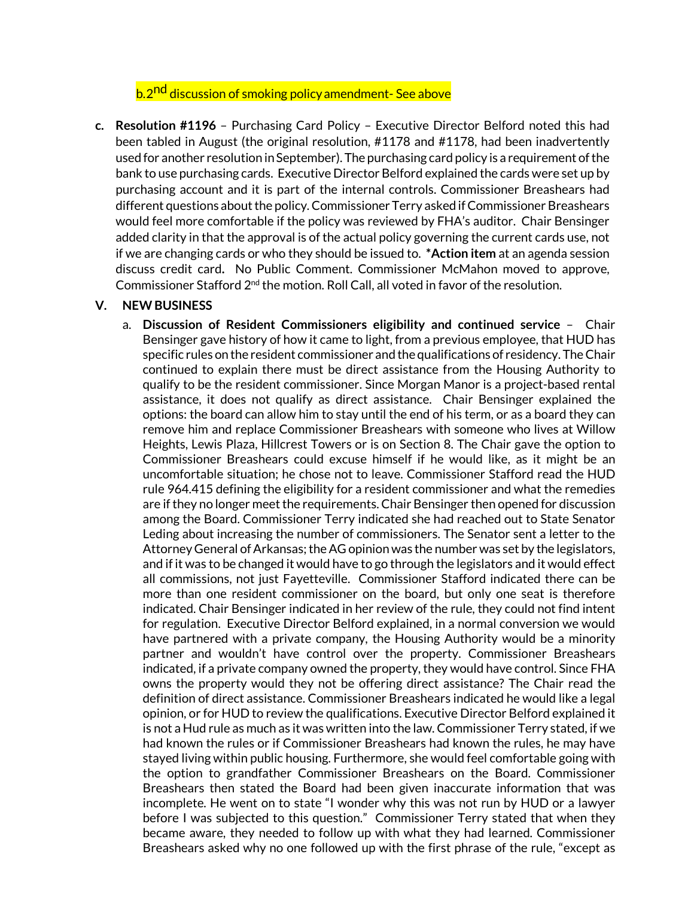b.2nd discussion of smoking policy amendment- See above

c. **Resolution #1196** – Purchasing Card Policy – Executive Director Belford noted this had been tabled in August (the original resolution, #1178 and #1178, had been inadvertently used for another resolution in September). The purchasing card policy is a requirement of the bank to use purchasing cards. Executive Director Belford explained the cards were set up by purchasing account and it is part of the internal controls. Commissioner Breashears had different questions about the policy. Commissioner Terry asked if Commissioner Breashears would feel more comfortable if the policy was reviewed by FHA's auditor. Chair Bensinger added clarity in that the approval is of the actual policy governing the current cards use, not if we are changing cards or who they should be issued to. ***Action item** at an agenda session discuss credit card**.** No Public Comment. Commissioner McMahon moved to approve, Commissioner Stafford 2nd the motion. Roll Call, all voted in favor of the resolution.

## V. NEW BUSINESS

a. **Discussion of Resident Commissioners eligibility and continued service** – Chair Bensinger gave history of how it came to light, from a previous employee, that HUD has specific rules on the resident commissioner and the qualifications of residency. The Chair continued to explain there must be direct assistance from the Housing Authority to qualify to be the resident commissioner. Since Morgan Manor is a project-based rental assistance, it does not qualify as direct assistance. Chair Bensinger explained the options: the board can allow him to stay until the end of his term, or as a board they can remove him and replace Commissioner Breashears with someone who lives at Willow Heights, Lewis Plaza, Hillcrest Towers or is on Section 8. The Chair gave the option to Commissioner Breashears could excuse himself if he would like, as it might be an uncomfortable situation; he chose not to leave. Commissioner Stafford read the HUD rule 964.415 defining the eligibility for a resident commissioner and what the remedies are if they no longer meet the requirements. Chair Bensinger then opened for discussion among the Board. Commissioner Terry indicated she had reached out to State Senator Leding about increasing the number of commissioners. The Senator sent a letter to the Attorney General of Arkansas; the AG opinion was the number was set by the legislators, and if it was to be changed it would have to go through the legislators and it would effect all commissions, not just Fayetteville. Commissioner Stafford indicated there can be more than one resident commissioner on the board, but only one seat is therefore indicated. Chair Bensinger indicated in her review of the rule, they could not find intent for regulation. Executive Director Belford explained, in a normal conversion we would have partnered with a private company, the Housing Authority would be a minority partner and wouldn't have control over the property. Commissioner Breashears indicated, if a private company owned the property, they would have control. Since FHA owns the property would they not be offering direct assistance? The Chair read the definition of direct assistance. Commissioner Breashears indicated he would like a legal opinion, or for HUD to review the qualifications. Executive Director Belford explained it is not a Hud rule as much as it was written into the law. Commissioner Terry stated, if we had known the rules or if Commissioner Breashears had known the rules, he may have stayed living within public housing. Furthermore, she would feel comfortable going with the option to grandfather Commissioner Breashears on the Board. Commissioner Breashears then stated the Board had been given inaccurate information that was incomplete. He went on to state "I wonder why this was not run by HUD or a lawyer before I was subjected to this question." Commissioner Terry stated that when they became aware, they needed to follow up with what they had learned. Commissioner Breashears asked why no one followed up with the first phrase of the rule, "except as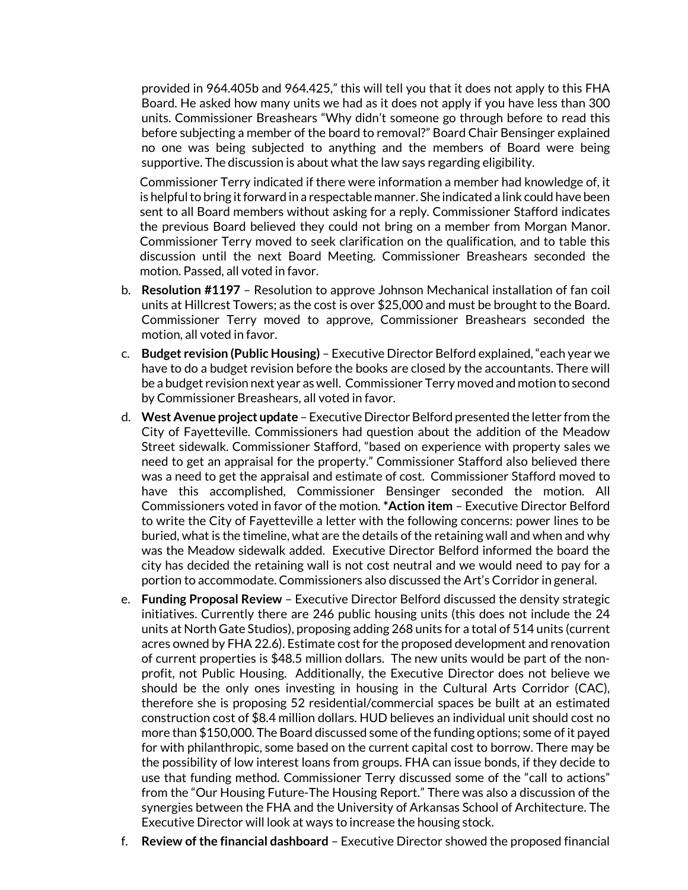provided in 964.405b and 964.425," this will tell you that it does not apply to this FHA Board. He asked how many units we had as it does not apply if you have less than 300 units. Commissioner Breashears "Why didn't someone go through before to read this before subjecting a member of the board to removal?" Board Chair Bensinger explained no one was being subjected to anything and the members of Board were being supportive. The discussion is about what the law says regarding eligibility.

Commissioner Terry indicated if there were information a member had knowledge of, it is helpful to bring it forward in a respectable manner. She indicated a link could have been sent to all Board members without asking for a reply. Commissioner Stafford indicates the previous Board believed they could not bring on a member from Morgan Manor. Commissioner Terry moved to seek clarification on the qualification, and to table this discussion until the next Board Meeting. Commissioner Breashears seconded the motion. Passed, all voted in favor.

b. **Resolution #1197** – Resolution to approve Johnson Mechanical installation of fan coil units at Hillcrest Towers; as the cost is over $25,000 and must be brought to the Board. Commissioner Terry moved to approve, Commissioner Breashears seconded the motion, all voted in favor.

c. **Budget revision (Public Housing)** – Executive Director Belford explained, "each year we have to do a budget revision before the books are closed by the accountants. There will be a budget revision next year as well. Commissioner Terry moved and motion to second by Commissioner Breashears, all voted in favor.

d. **West Avenue project update** – Executive Director Belford presented the letter from the City of Fayetteville. Commissioners had question about the addition of the Meadow Street sidewalk. Commissioner Stafford, "based on experience with property sales we need to get an appraisal for the property." Commissioner Stafford also believed there was a need to get the appraisal and estimate of cost. Commissioner Stafford moved to have this accomplished, Commissioner Bensinger seconded the motion. All Commissioners voted in favor of the motion. ***Action item** – Executive Director Belford to write the City of Fayetteville a letter with the following concerns: power lines to be buried, what is the timeline, what are the details of the retaining wall and when and why was the Meadow sidewalk added. Executive Director Belford informed the board the city has decided the retaining wall is not cost neutral and we would need to pay for a portion to accommodate. Commissioners also discussed the Art's Corridor in general.

e. **Funding Proposal Review** – Executive Director Belford discussed the density strategic initiatives. Currently there are 246 public housing units (this does not include the 24 units at North Gate Studios), proposing adding 268 units for a total of 514 units (current acres owned by FHA 22.6). Estimate cost for the proposed development and renovation of current properties is $48.5 million dollars. The new units would be part of the non-profit, not Public Housing. Additionally, the Executive Director does not believe we should be the only ones investing in housing in the Cultural Arts Corridor (CAC), therefore she is proposing 52 residential/commercial spaces be built at an estimated construction cost of $8.4 million dollars. HUD believes an individual unit should cost no more than $150,000. The Board discussed some of the funding options; some of it payed for with philanthropic, some based on the current capital cost to borrow. There may be the possibility of low interest loans from groups. FHA can issue bonds, if they decide to use that funding method. Commissioner Terry discussed some of the "call to actions" from the "Our Housing Future-The Housing Report." There was also a discussion of the synergies between the FHA and the University of Arkansas School of Architecture. The Executive Director will look at ways to increase the housing stock.

f. **Review of the financial dashboard** – Executive Director showed the proposed financial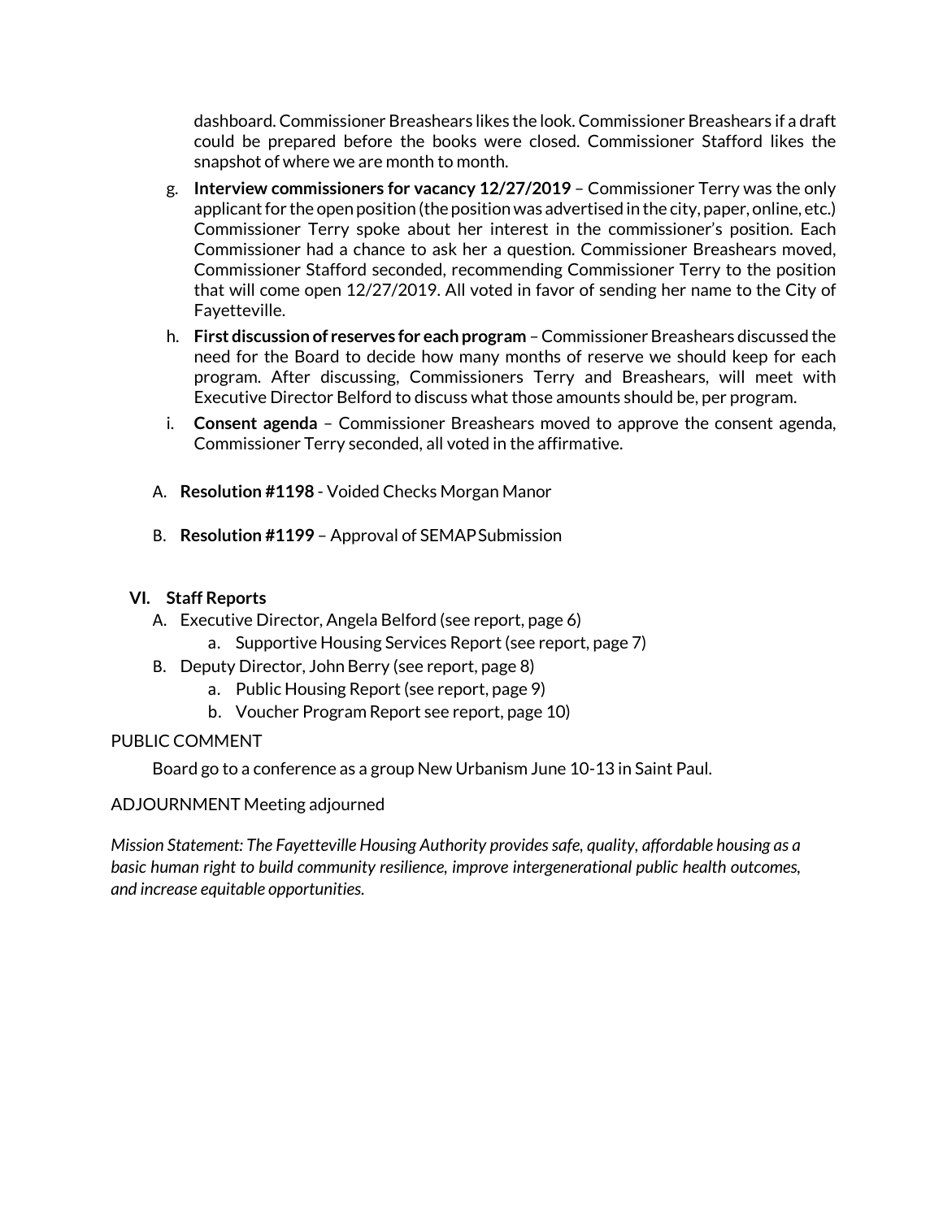dashboard. Commissioner Breashears likes the look. Commissioner Breashears if a draft could be prepared before the books were closed. Commissioner Stafford likes the snapshot of where we are month to month.

g. **Interview commissioners for vacancy 12/27/2019** – Commissioner Terry was the only applicant for the open position (the position was advertised in the city, paper, online, etc.) Commissioner Terry spoke about her interest in the commissioner's position. Each Commissioner had a chance to ask her a question. Commissioner Breashears moved, Commissioner Stafford seconded, recommending Commissioner Terry to the position that will come open 12/27/2019. All voted in favor of sending her name to the City of Fayetteville.

h. **First discussion of reserves for each program** – Commissioner Breashears discussed the need for the Board to decide how many months of reserve we should keep for each program. After discussing, Commissioners Terry and Breashears, will meet with Executive Director Belford to discuss what those amounts should be, per program.

i. **Consent agenda** – Commissioner Breashears moved to approve the consent agenda, Commissioner Terry seconded, all voted in the affirmative.

A. **Resolution #1198** - Voided Checks Morgan Manor

B. **Resolution #1199** – Approval of SEMAP Submission

## VI. Staff Reports

A. Executive Director, Angela Belford (see report, page 6)
   a. Supportive Housing Services Report (see report, page 7)

B. Deputy Director, John Berry (see report, page 8)
   a. Public Housing Report (see report, page 9)
   b. Voucher Program Report see report, page 10)

PUBLIC COMMENT

Board go to a conference as a group New Urbanism June 10-13 in Saint Paul.

ADJOURNMENT Meeting adjourned

*Mission Statement: The Fayetteville Housing Authority provides safe, quality, affordable housing as a basic human right to build community resilience, improve intergenerational public health outcomes, and increase equitable opportunities.*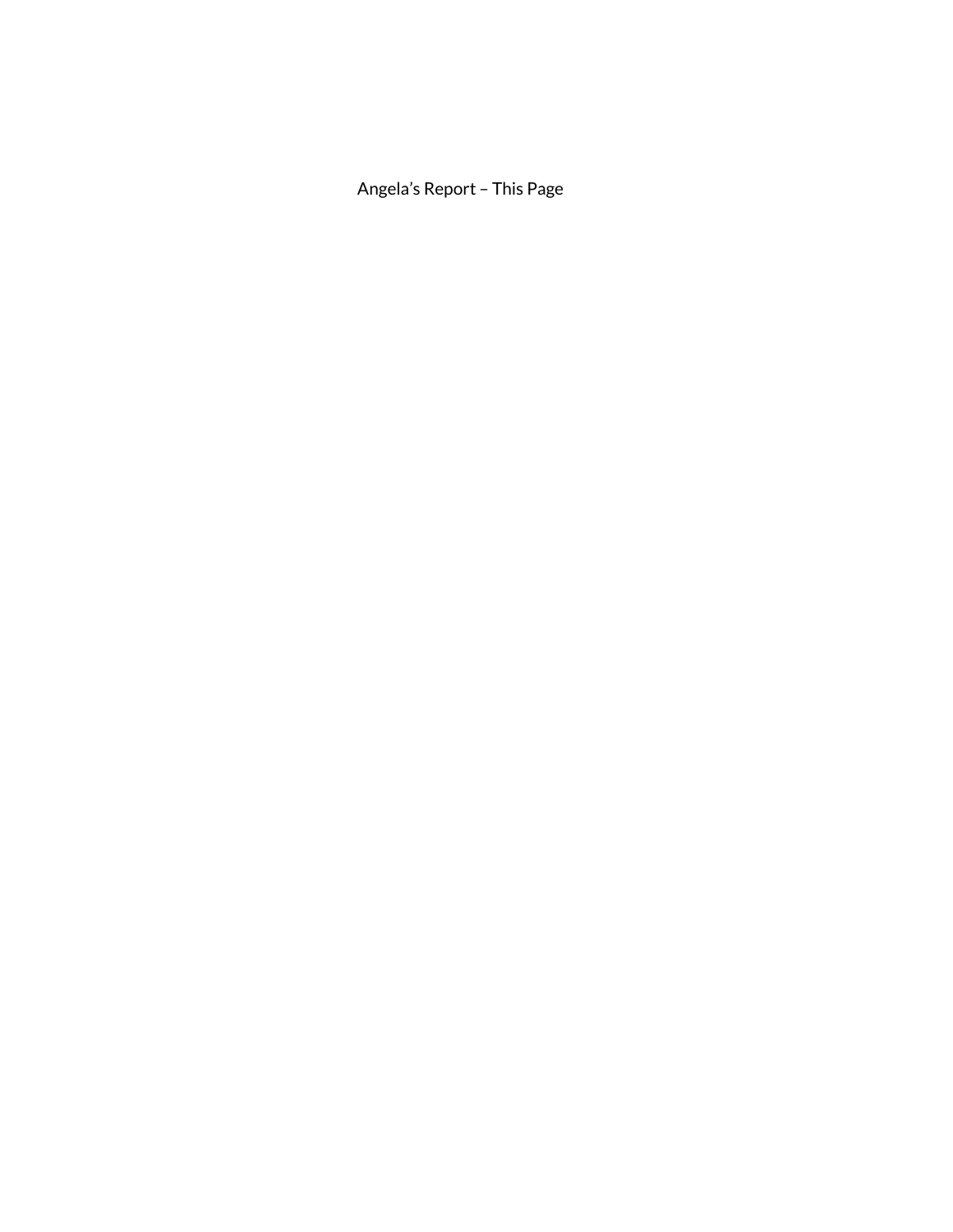Angela’s Report – This Page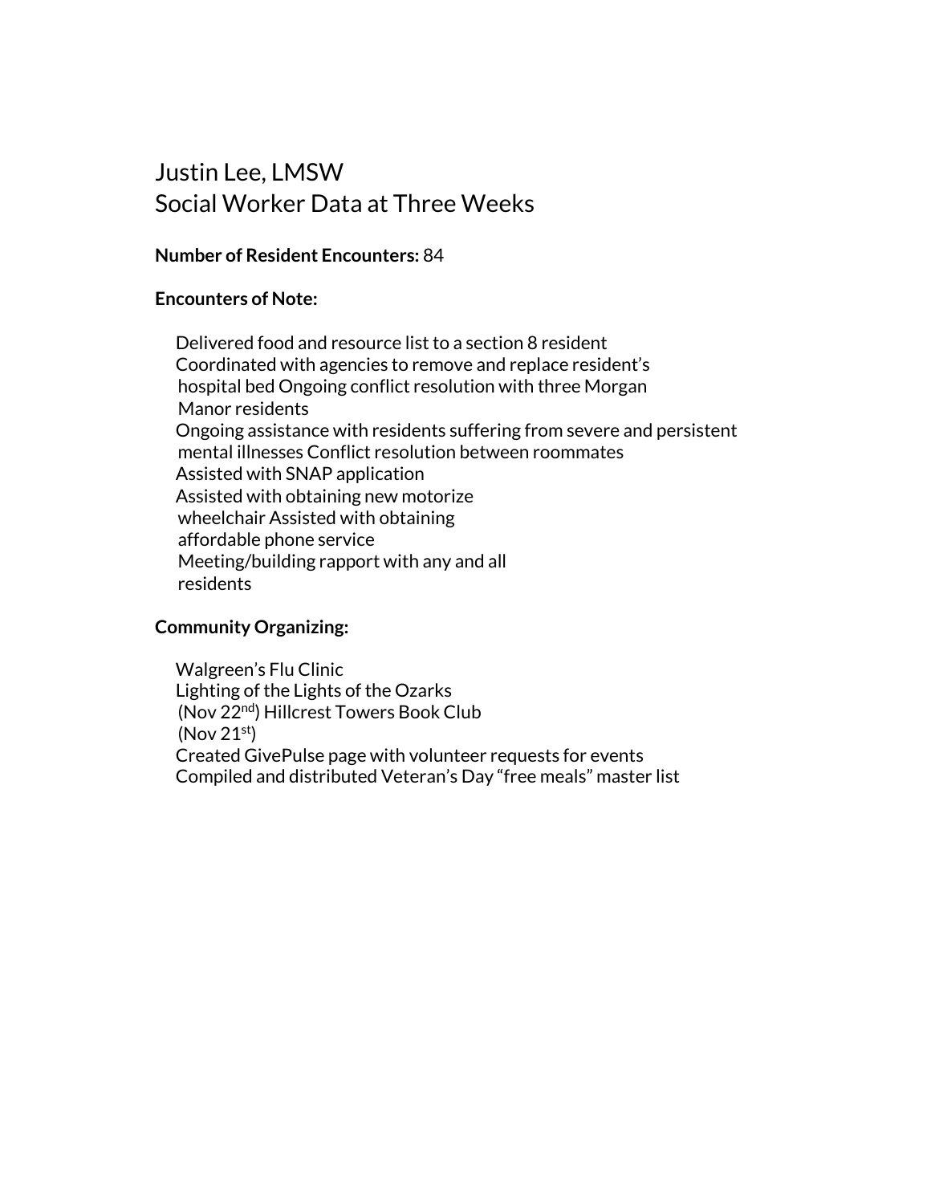# Justin Lee, LMSW
## Social Worker Data at Three Weeks

**Number of Resident Encounters:** 84

**Encounters of Note:**

- Delivered food and resource list to a section 8 resident
- Coordinated with agencies to remove and replace resident's hospital bed
- Ongoing conflict resolution with three Morgan Manor residents
- Ongoing assistance with residents suffering from severe and persistent mental illnesses
- Conflict resolution between roommates
- Assisted with SNAP application
- Assisted with obtaining new motorize wheelchair
- Assisted with obtaining affordable phone service
- Meeting/building rapport with any and all residents

**Community Organizing:**

- Walgreen's Flu Clinic
- Lighting of the Lights of the Ozarks (Nov 22nd)
- Hillcrest Towers Book Club (Nov 21st)
- Created GivePulse page with volunteer requests for events
- Compiled and distributed Veteran's Day "free meals" master list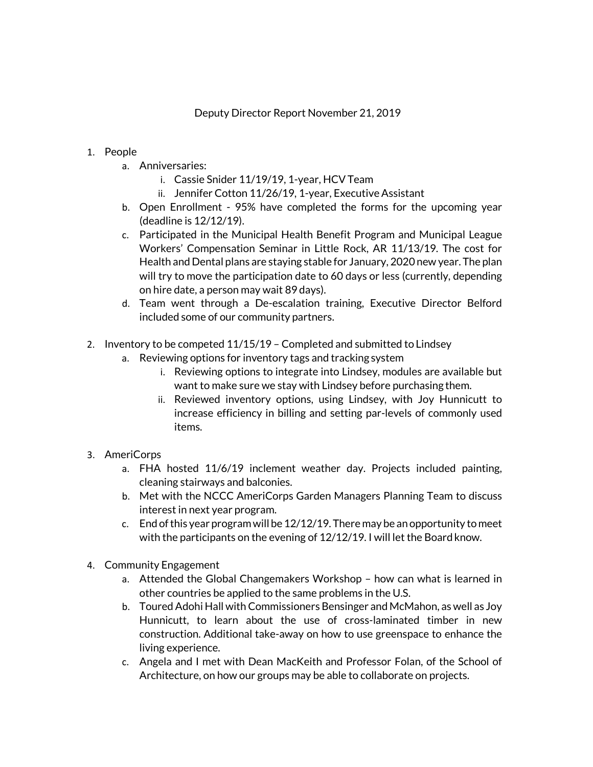Deputy Director Report November 21, 2019

1. People
   a. Anniversaries:
      i. Cassie Snider 11/19/19, 1-year, HCV Team
      ii. Jennifer Cotton 11/26/19, 1-year, Executive Assistant
   b. Open Enrollment - 95% have completed the forms for the upcoming year (deadline is 12/12/19).
   c. Participated in the Municipal Health Benefit Program and Municipal League Workers' Compensation Seminar in Little Rock, AR 11/13/19. The cost for Health and Dental plans are staying stable for January, 2020 new year. The plan will try to move the participation date to 60 days or less (currently, depending on hire date, a person may wait 89 days).
   d. Team went through a De-escalation training, Executive Director Belford included some of our community partners.

2. Inventory to be competed 11/15/19 – Completed and submitted to Lindsey
   a. Reviewing options for inventory tags and tracking system
      i. Reviewing options to integrate into Lindsey, modules are available but want to make sure we stay with Lindsey before purchasing them.
      ii. Reviewed inventory options, using Lindsey, with Joy Hunnicutt to increase efficiency in billing and setting par-levels of commonly used items.

3. AmeriCorps
   a. FHA hosted 11/6/19 inclement weather day. Projects included painting, cleaning stairways and balconies.
   b. Met with the NCCC AmeriCorps Garden Managers Planning Team to discuss interest in next year program.
   c. End of this year program will be 12/12/19. There may be an opportunity to meet with the participants on the evening of 12/12/19. I will let the Board know.

4. Community Engagement
   a. Attended the Global Changemakers Workshop – how can what is learned in other countries be applied to the same problems in the U.S.
   b. Toured Adohi Hall with Commissioners Bensinger and McMahon, as well as Joy Hunnicutt, to learn about the use of cross-laminated timber in new construction. Additional take-away on how to use greenspace to enhance the living experience.
   c. Angela and I met with Dean MacKeith and Professor Folan, of the School of Architecture, on how our groups may be able to collaborate on projects.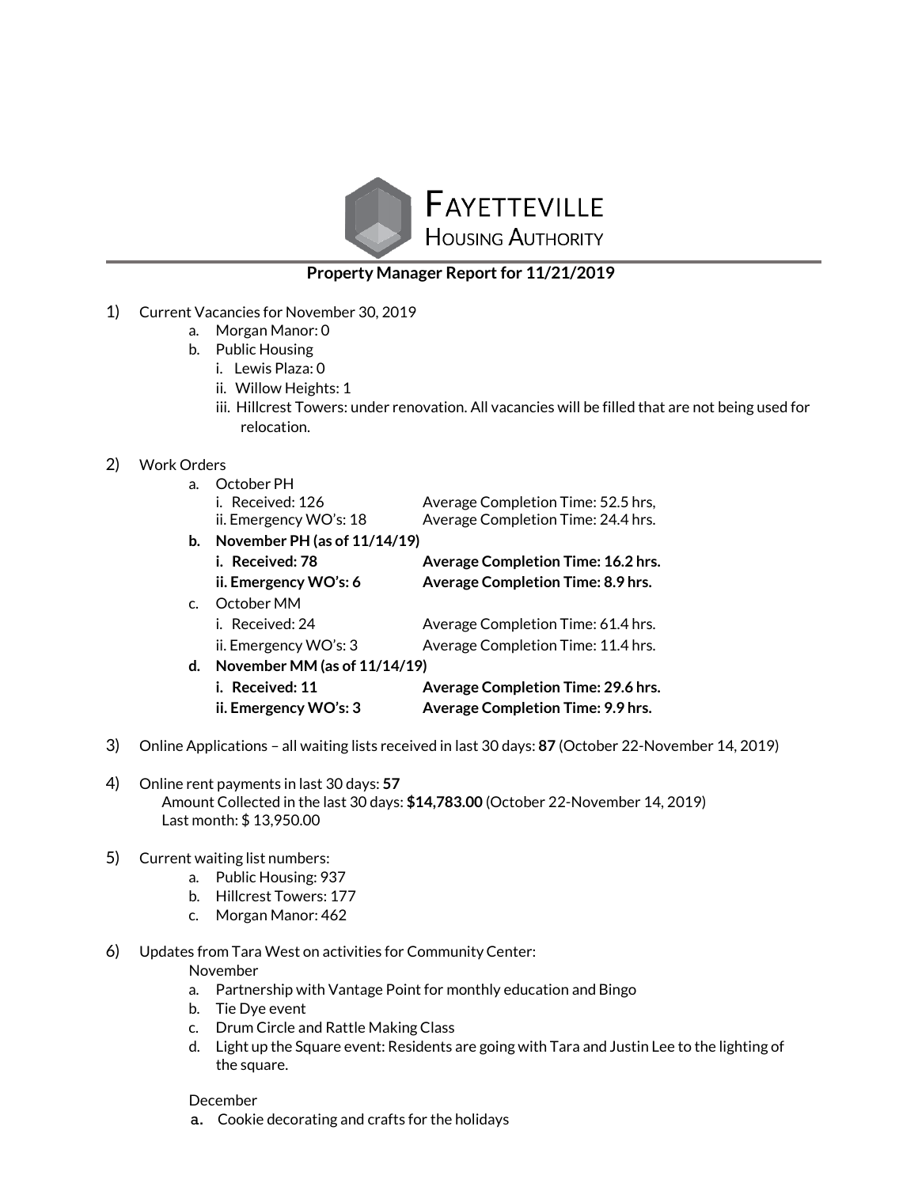# Fayetteville Housing Authority

## Property Manager Report for 11/21/2019

1) Current Vacancies for November 30, 2019
   a. Morgan Manor: 0
   b. Public Housing
      i. Lewis Plaza: 0
      ii. Willow Heights: 1
      iii. Hillcrest Towers: under renovation. All vacancies will be filled that are not being used for relocation.

2) Work Orders
   a. October PH
      i. Received: 126 — Average Completion Time: 52.5 hrs,
      ii. Emergency WO's: 18 — Average Completion Time: 24.4 hrs.
   **b. November PH (as of 11/14/19)**
      **i. Received: 78 — Average Completion Time: 16.2 hrs.**
      **ii. Emergency WO's: 6 — Average Completion Time: 8.9 hrs.**
   c. October MM
      i. Received: 24 — Average Completion Time: 61.4 hrs.
      ii. Emergency WO's: 3 — Average Completion Time: 11.4 hrs.
   **d. November MM (as of 11/14/19)**
      **i. Received: 11 — Average Completion Time: 29.6 hrs.**
      **ii. Emergency WO's: 3 — Average Completion Time: 9.9 hrs.**

3) Online Applications – all waiting lists received in last 30 days: **87** (October 22-November 14, 2019)

4) Online rent payments in last 30 days: **57**
   Amount Collected in the last 30 days: **$14,783.00** (October 22-November 14, 2019)
   Last month: $ 13,950.00

5) Current waiting list numbers:
   a. Public Housing: 937
   b. Hillcrest Towers: 177
   c. Morgan Manor: 462

6) Updates from Tara West on activities for Community Center:
   November
   a. Partnership with Vantage Point for monthly education and Bingo
   b. Tie Dye event
   c. Drum Circle and Rattle Making Class
   d. Light up the Square event: Residents are going with Tara and Justin Lee to the lighting of the square.

   December
   a. Cookie decorating and crafts for the holidays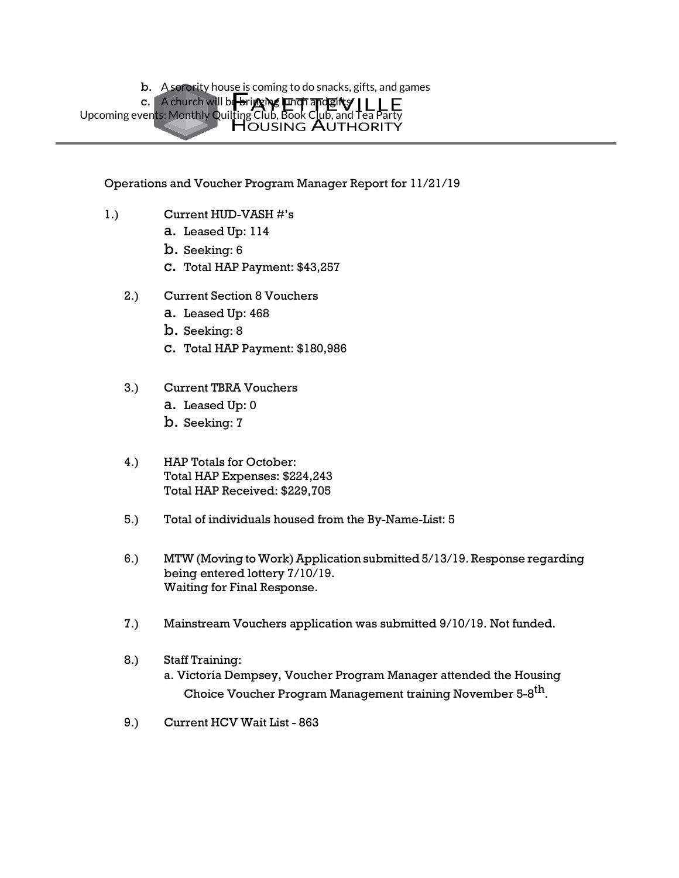b. A sorority house is coming to do snacks, gifts, and games

c. A church will be bringing lunch and gifts

Upcoming events: Monthly Quilting Club, Book Club, and Tea Party

Fayetteville Housing Authority

Operations and Voucher Program Manager Report for 11/21/19

1.) Current HUD-VASH #'s
   a. Leased Up: 114
   b. Seeking: 6
   c. Total HAP Payment: $43,257

2.) Current Section 8 Vouchers
   a. Leased Up: 468
   b. Seeking: 8
   c. Total HAP Payment: $180,986

3.) Current TBRA Vouchers
   a. Leased Up: 0
   b. Seeking: 7

4.) HAP Totals for October:
   Total HAP Expenses: $224,243
   Total HAP Received: $229,705

5.) Total of individuals housed from the By-Name-List: 5

6.) MTW (Moving to Work) Application submitted 5/13/19. Response regarding being entered lottery 7/10/19.
   Waiting for Final Response.

7.) Mainstream Vouchers application was submitted 9/10/19. Not funded.

8.) Staff Training:
   a. Victoria Dempsey, Voucher Program Manager attended the Housing Choice Voucher Program Management training November 5-8th.

9.) Current HCV Wait List - 863